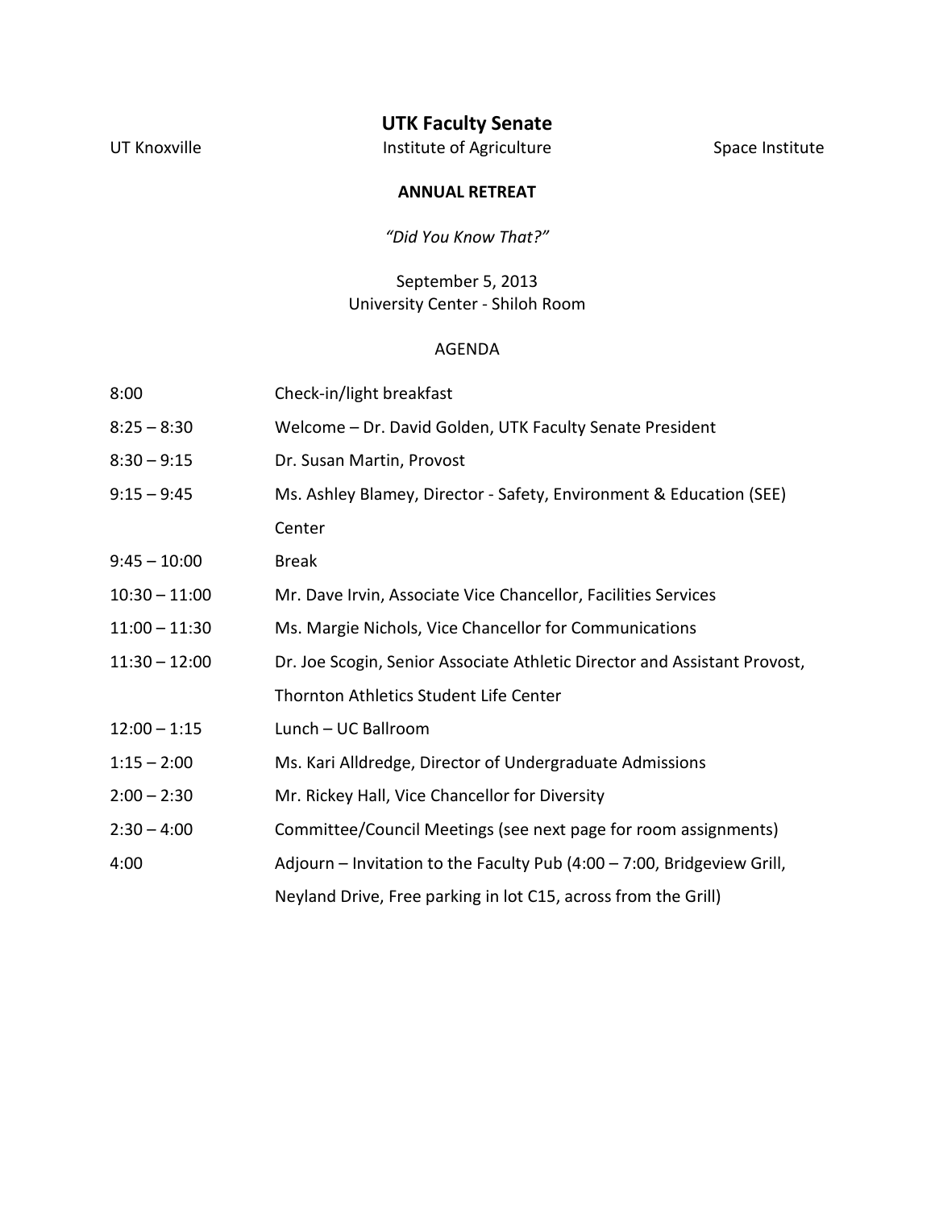# UTK Faculty Senate

UT Knoxville | Institute of Agriculture | Space Institute

## ANNUAL RETREAT

*"Did You Know That?"*

September 5, 2013
University Center - Shiloh Room

AGENDA

| | |
|---|---|
| 8:00 | Check-in/light breakfast |
| 8:25 – 8:30 | Welcome – Dr. David Golden, UTK Faculty Senate President |
| 8:30 – 9:15 | Dr. Susan Martin, Provost |
| 9:15 – 9:45 | Ms. Ashley Blamey, Director - Safety, Environment & Education (SEE) Center |
| 9:45 – 10:00 | Break |
| 10:30 – 11:00 | Mr. Dave Irvin, Associate Vice Chancellor, Facilities Services |
| 11:00 – 11:30 | Ms. Margie Nichols, Vice Chancellor for Communications |
| 11:30 – 12:00 | Dr. Joe Scogin, Senior Associate Athletic Director and Assistant Provost, Thornton Athletics Student Life Center |
| 12:00 – 1:15 | Lunch – UC Ballroom |
| 1:15 – 2:00 | Ms. Kari Alldredge, Director of Undergraduate Admissions |
| 2:00 – 2:30 | Mr. Rickey Hall, Vice Chancellor for Diversity |
| 2:30 – 4:00 | Committee/Council Meetings (see next page for room assignments) |
| 4:00 | Adjourn – Invitation to the Faculty Pub (4:00 – 7:00, Bridgeview Grill, Neyland Drive, Free parking in lot C15, across from the Grill) |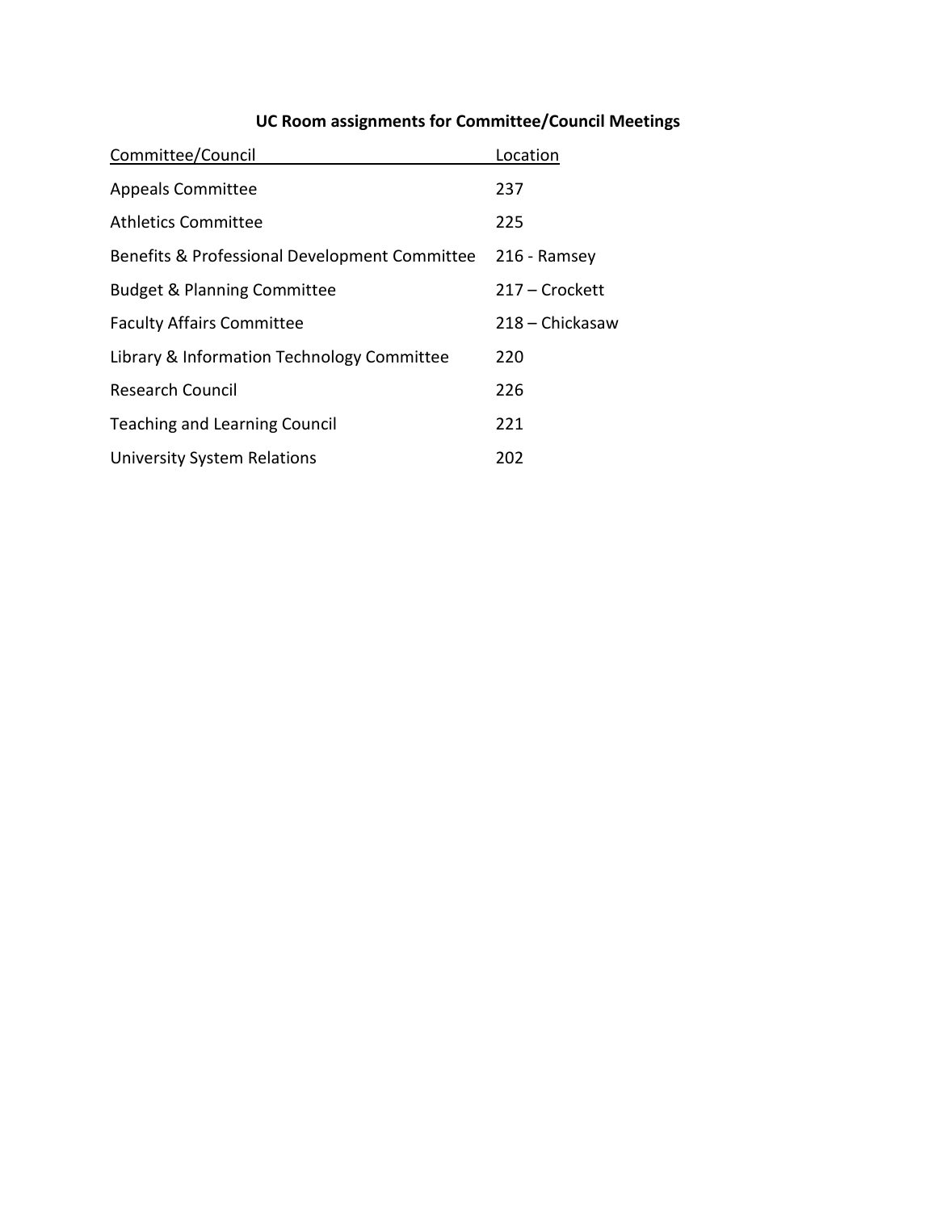# UC Room assignments for Committee/Council Meetings

| Committee/Council | Location |
|---|---|
| Appeals Committee | 237 |
| Athletics Committee | 225 |
| Benefits & Professional Development Committee | 216 - Ramsey |
| Budget & Planning Committee | 217 – Crockett |
| Faculty Affairs Committee | 218 – Chickasaw |
| Library & Information Technology Committee | 220 |
| Research Council | 226 |
| Teaching and Learning Council | 221 |
| University System Relations | 202 |